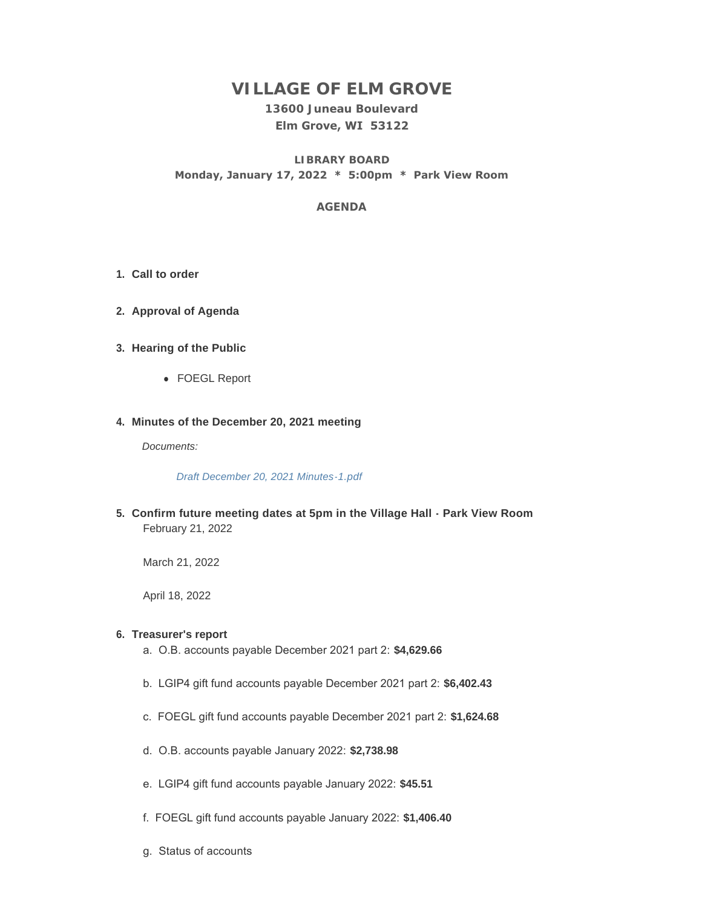# VILLAGE OF ELM GROVE

### 13600 Juneau Boulevard
### Elm Grove, WI 53122

### LIBRARY BOARD
**Monday, January 17, 2022 * 5:00pm * Park View Room**

### AGENDA

1. **Call to order**

2. **Approval of Agenda**

3. **Hearing of the Public**

   - FOEGL Report

4. **Minutes of the December 20, 2021 meeting**

   *Documents:*

   *Draft December 20, 2021 Minutes-1.pdf*

5. **Confirm future meeting dates at 5pm in the Village Hall - Park View Room**

   February 21, 2022

   March 21, 2022

   April 18, 2022

6. **Treasurer's report**

   a. O.B. accounts payable December 2021 part 2: **$4,629.66**

   b. LGIP4 gift fund accounts payable December 2021 part 2: **$6,402.43**

   c. FOEGL gift fund accounts payable December 2021 part 2: **$1,624.68**

   d. O.B. accounts payable January 2022: **$2,738.98**

   e. LGIP4 gift fund accounts payable January 2022: **$45.51**

   f. FOEGL gift fund accounts payable January 2022: **$1,406.40**

   g. Status of accounts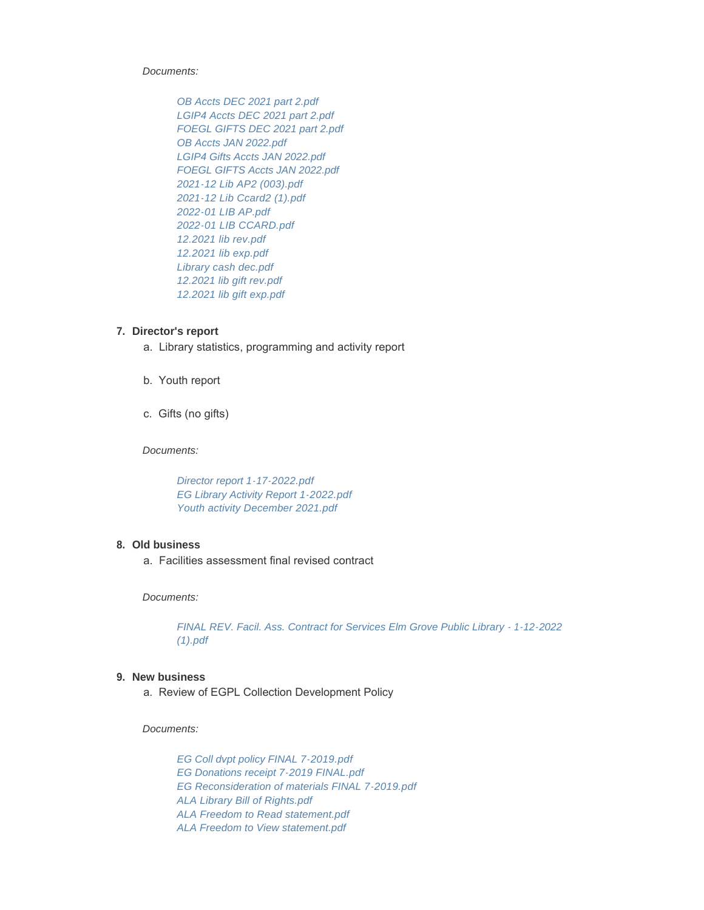*Documents:*

*OB Accts DEC 2021 part 2.pdf*
*LGIP4 Accts DEC 2021 part 2.pdf*
*FOEGL GIFTS DEC 2021 part 2.pdf*
*OB Accts JAN 2022.pdf*
*LGIP4 Gifts Accts JAN 2022.pdf*
*FOEGL GIFTS Accts JAN 2022.pdf*
*2021-12 Lib AP2 (003).pdf*
*2021-12 Lib Ccard2 (1).pdf*
*2022-01 LIB AP.pdf*
*2022-01 LIB CCARD.pdf*
*12.2021 lib rev.pdf*
*12.2021 lib exp.pdf*
*Library cash dec.pdf*
*12.2021 lib gift rev.pdf*
*12.2021 lib gift exp.pdf*

7. **Director's report**
   a. Library statistics, programming and activity report

   b. Youth report

   c. Gifts (no gifts)

*Documents:*

*Director report 1-17-2022.pdf*
*EG Library Activity Report 1-2022.pdf*
*Youth activity December 2021.pdf*

8. **Old business**
   a. Facilities assessment final revised contract

*Documents:*

*FINAL REV. Facil. Ass. Contract for Services Elm Grove Public Library - 1-12-2022 (1).pdf*

9. **New business**
   a. Review of EGPL Collection Development Policy

*Documents:*

*EG Coll dvpt policy FINAL 7-2019.pdf*
*EG Donations receipt 7-2019 FINAL.pdf*
*EG Reconsideration of materials FINAL 7-2019.pdf*
*ALA Library Bill of Rights.pdf*
*ALA Freedom to Read statement.pdf*
*ALA Freedom to View statement.pdf*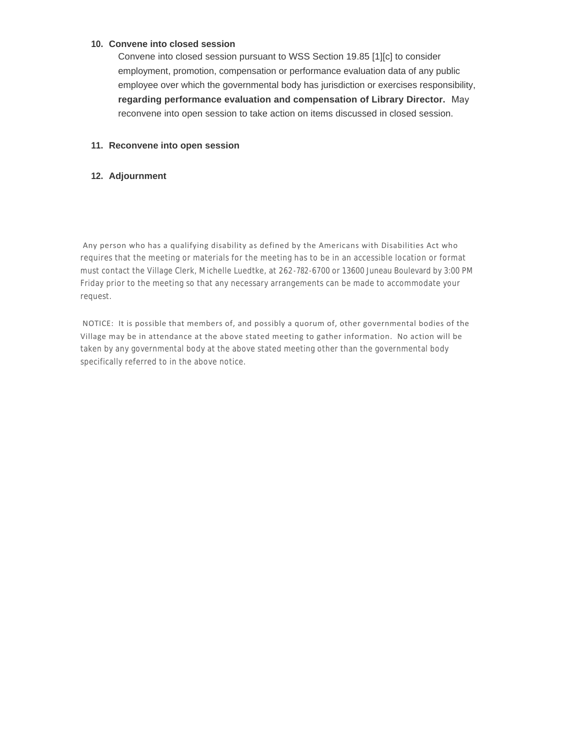10. **Convene into closed session**

    Convene into closed session pursuant to WSS Section 19.85 [1][c] to consider employment, promotion, compensation or performance evaluation data of any public employee over which the governmental body has jurisdiction or exercises responsibility, **regarding performance evaluation and compensation of Library Director.** May reconvene into open session to take action on items discussed in closed session.

11. **Reconvene into open session**

12. **Adjournment**

Any person who has a qualifying disability as defined by the Americans with Disabilities Act who requires that the meeting or materials for the meeting has to be in an accessible location or format must contact the Village Clerk, Michelle Luedtke, at 262-782-6700 or 13600 Juneau Boulevard by 3:00 PM Friday prior to the meeting so that any necessary arrangements can be made to accommodate your request.

NOTICE: It is possible that members of, and possibly a quorum of, other governmental bodies of the Village may be in attendance at the above stated meeting to gather information. No action will be taken by any governmental body at the above stated meeting other than the governmental body specifically referred to in the above notice.